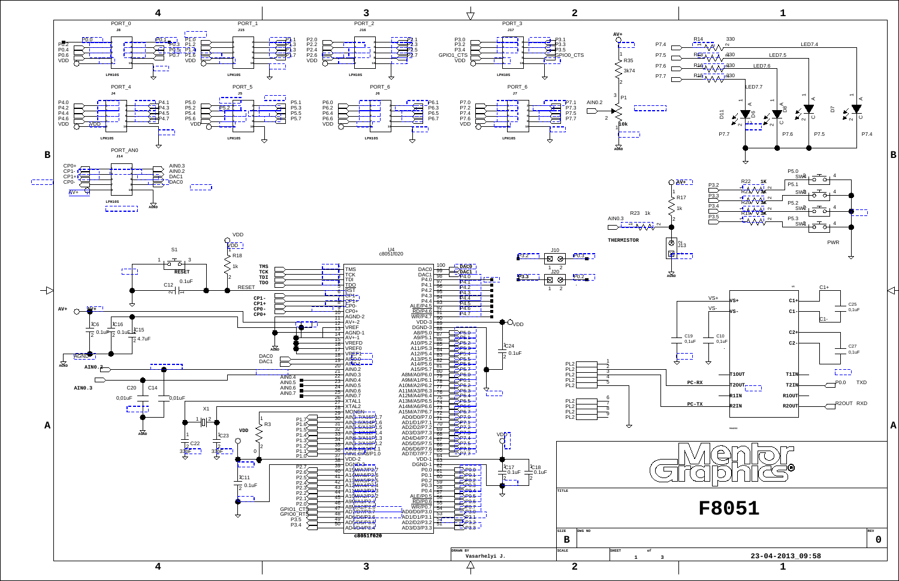# F8051

Mentor Graphics®

| TITLE | F8051 |
|---|---|
| SIZE | B |
| DWG NO | |
| REV | 0 |
| DRAWN BY | Vasarhelyi J. |
| SCALE | |
| SHEET | 1 of 3 |
| DATE | 23-04-2013_09:58 |

PORT_0 J8 LPH10S — P0.0, P0.1, P0.2, P0.3, P0.4, P0.5, P0.6, P0.7, VDD

PORT_1 J15 LPH10S — P1.0, P1.1, P1.2, P1.3, P1.4, P1.5, P1.6, P1.7, VDD

PORT_2 J16 LPH10S — P2.0, P2.1, P2.2, P2.3, P2.4, P2.5, P2.6, P2.7, VDD

PORT_3 J17 LPH10S — P3.0, P3.1, P3.2, P3.3, P3.4, P3.5, GPIO1_CTS, GPIO0_CTS, VDD

PORT_4 J4 LPH10S — P4.0, P4.1, P4.2, P4.3, P4.4, P4.5, P4.6, P4.7, VDD

PORT_5 J5 LPH10S — P5.0, P5.1, P5.2, P5.3, P5.4, P5.5, P5.6, P5.7, VDD

PORT_6 J6 LPH10S — P6.0, P6.1, P6.2, P6.3, P6.4, P6.5, P6.6, P6.7, VDD

PORT_7 J7 LPH10S — P7.0, P7.1, P7.2, P7.3, P7.4, P7.5, P7.6, P7.7, VDD

PORT_AN0 J14 LPH10S — CP0+, CP1-, CP1+, CP0-, AV+, AIN0.3, AIN0.2, DAC1, DAC0, AGND

AV+, R35 3k74, P1 10k, AIN0.2, AGND

LEDs: P7.4, P7.5, P7.6, P7.7; R14 330, R15 330, R16 330, R13 330; LED7.4, LED7.5, LED7.6, LED7.7; D11, D6, D8, D7

Switches: P5.0, P5.1, P5.2, P5.3; SW1, SW2, SW3, SW4; R22 1K, R21 1K, R20 1K, R19 1K; P3.2, P3.3, P3.4, P3.5; PWR

AV+, R17 1k, AIN0.3, R23 1k, THERMISTOR, J13, AGND

J10, J20: P3.2, P3.3, P0.3, P0.2

S1 RESET, R18 1k, VDD, C12 0.1uF, RESET

AV+, C6 0.1uF, C16 0.1uF, C15 4.7uF, AGND

AIN0.2, AIN0.3, C20 0,01uF, C14 0,01uF

X1, C22 33pF, C23 33pF, R3, VDD, C11 0.1uF

U4 c8051f020

Left pins: 1 TMS, 2 TCK, 3 TDI, 4 TDO, 5 /RST, 6 CP1-, 7 CP1+, 8 CP0-, 9 CP0+ (10), 11 AGND-2, 12 AV+-2, 13 VREF, 14 AGND-1, 15 AV+-1, 16 VREFD, 17 VREF0, 18 VREF1, 19 AIN0.0, 20 AIN0.1, 21 AIN0.2, 22 AIN0.3, 23 AIN0.4, 24 AIN0.5, 25 AIN0.6, 26 AIN0.7, 27 XTAL1, 28 XTAL2, 29 MONEN, 30 AIN1.7/A15/P1.7, 31 AIN1.6/A14/P1.6, 32 AIN1.5/A13/P1.5, 33 AIN1.4/A12/P1.4, 34 AIN1.3/A11/P1.3, 35 AIN1.2/A10/P1.2, 36 AIN1.1/A9/P1.1, 37 AIN1.0/A8/P1.0, 38 VDD-2, 39 DGND-2, 40 A15/A7/P2.7, 41 A14/A6/P2.6, 42 A13/A5/P2.5, 43 A12/A4/P2.4, 44 A11/A3/P2.3, 45 A10/A2/P2.2, 46 A9/A1/P2.1, 47 A8/A0/P2.0, 48 AD7/D7/P3.7, 49 AD6/D6/P3.6, 50 AD5/D5/P3.5, AD4/D4/P3.4

Right pins: 100 DAC0, 99 DAC1, 98 P4.0, 97 P4.1, 96 P4.2, 95 P4.3, 94 P4.4, 93 ALE/P4.5, 92 /RD/P4.6, 91 /WR/P4.7, 90 VDD-3, 89 DGND-3, 88 A8/P5.0, 87 A9/P5.1, 86 A10/P5.2, 85 A11/P5.3, 84 A12/P5.4, 83 A13/P5.5, 82 A14/P5.6, 81 A15/P5.7, 80 A8M/A0/P6.0, 79 A9M/A1/P6.1, 78 A10M/A2/P6.2, 77 A11M/A3/P6.3, 76 A12M/A4/P6.4, 75 A13M/A5/P6.5, 74 A14M/A6/P6.6, 73 A15M/A7/P6.7, 72 AD0/D0/P7.0, 71 AD1/D1/P7.1, 70 AD2/D2/P7.2, 69 AD3/D3/P7.3, 68 AD4/D4/P7.4, 67 AD5/D5/P7.5, 66 AD6/D6/P7.6, 65 AD7/D7/P7.7, 64 VDD-1, 63 DGND-1, 62 P0.0, 61 P0.1, 60 P0.2, 59 P0.3, 58 P0.4, 57 ALE/P0.5, 56 /RD/P0.6, 55 /WR/P0.7, 54 AD0/D0/P3.0, 53 AD1/D1/P3.1, 52 AD2/D2/P3.2, 51 AD3/D3/P3.3

C24 0.1uF, C17 0.1uF, C18 0.1uF, VDD

MAX232: VS+, VS-, C1+, C1-, C2+, C2-, T1OUT, T2OUT, R1IN, R2IN, T1IN, T2IN, R1OUT, R2OUT; C19 0,1uF, C10 0,1uF, C25 0,1uF, C27 0,1uF; PC-RX, PC-TX; P0.0 TXD, R2OUT RXD; PL2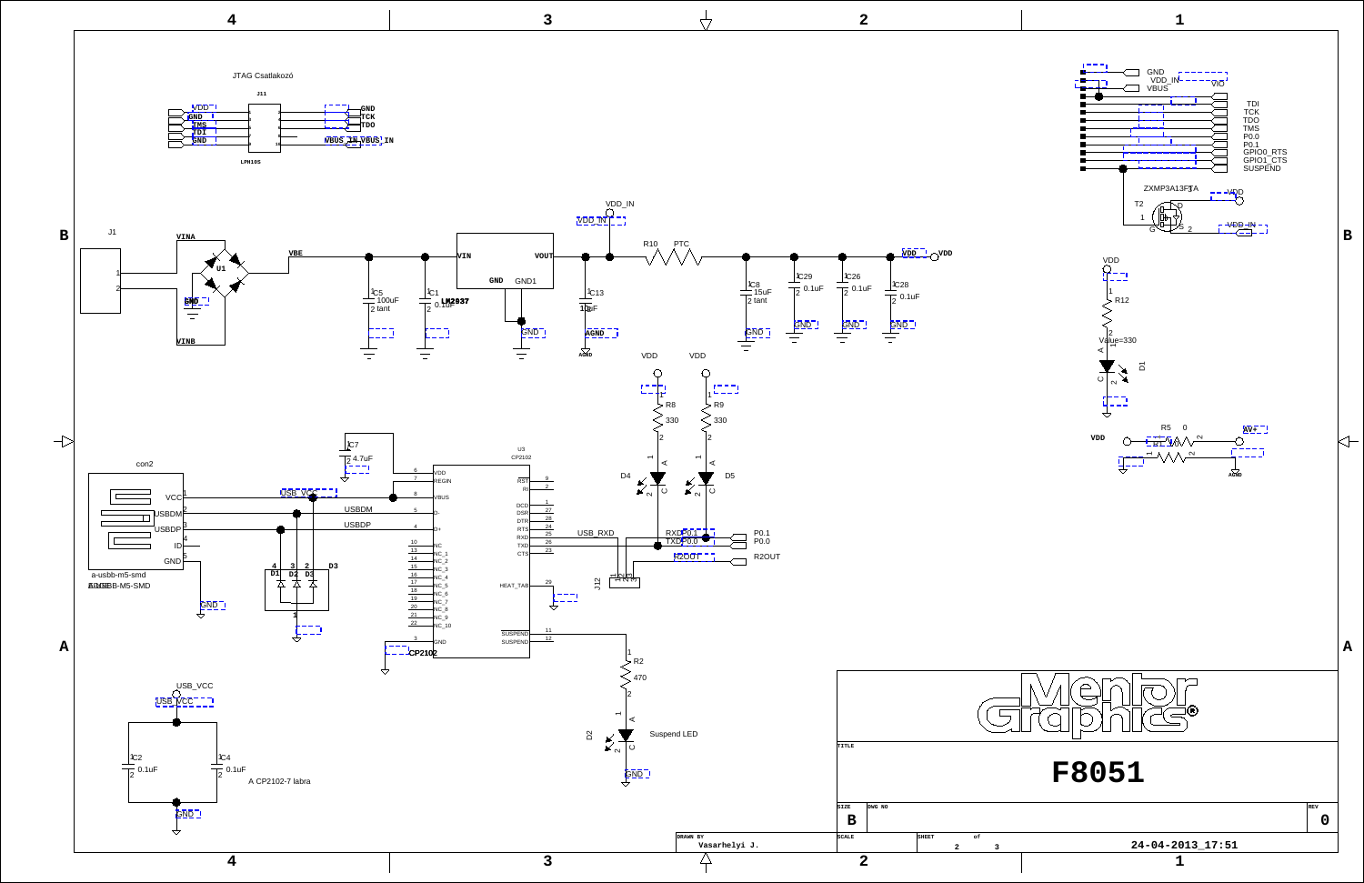JTAG Csatlakozó

J11

LPH10S

VDD, GND, TMS, TDI, GND — GND, TCK, TDO, VBUS_IN

J1 — VINA, VINB, U1, VBE

C5 100uF 2 tant — C1 0.1uF — LM2937 (VIN, VOUT, GND, GND1) — C13 10uF — AGND

VDD_IN — R10 PTC — C8 15uF 2 tant — C29 0.1uF — C26 0.1uF — C28 0.1uF — VDD

GND, VDD_IN, VBUS — TDI, TCK, TDO, TMS, P0.0, P0.1, GPIO0_RTS, GPIO1_CTS, SUSPEND — VIO

ZXMP3A13FTA — T2 — VDD — VDD_IN

VDD — R12 Value=330 — D1

VDD — R5 0 — AGND

VDD — R8 330 — D4; VDD — R9 330 — D5

con2 — VCC, USBDM, USBDP, ID, GND — a-usbb-m5-smd

C7 4.7uF

U3 CP2102 — VDD, REGIN, VBUS, D-, D+, NC, NC_1 … NC_10, GND — RST, RI, DCD, DSR, DTR, RTS, RXD, TXD, CTS, HEAT_TAB, SUSPEND

USBDM, USBDP, USB_RXD — RXD, TXD, P0.1, P0.0, R2OUT — J12

D1 D2 D3

R2 470 — D2 Suspend LED — GND

USB_VCC — C2 0.1uF — C4 0.1uF — A CP2102-7 labra — GND

Mentor Graphics

TITLE: F8051

SIZE: B — DWG NO — REV: 0

DRAWN BY: Vasarhelyi J. — SCALE — SHEET 2 of 3 — 24-04-2013_17:51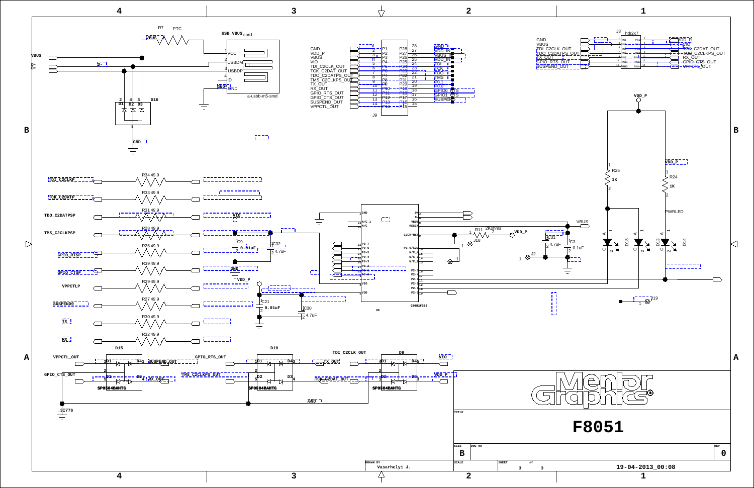R7 PTC

VBUS

USB_VBUS con1

1 VCC
2 USBDM
3 USBDP
4 ID
GND GND

a-usbb-m5-smd

VBUS
D-
D+

D16
D1 D2 D3

GND

GND
VDD_P
VBUS
VIO
TDI_C2CLK_OUT
TCK_C2DAT_OUT
TDO_C2DATPS_OUT
TMS_C2CLKPS_OUT
TX_OUT
RX_OUT
GPIO_RTS_OUT
GPIO_CTS_OUT
SUSPEND_OUT
VPPCTL_OUT

J9

P1 P28 28
P2 P27 27
P3 P26 26
P4 P25 25
P5 P24 24
P6 P23 23
P7 P22 22
P8 P21 21
P9 P20 20
P10 P19 19
P11 P18 18
P12 P17 17
P13 P16 16
P14 P15 15

GND
VDD_IN
VBUS_IN
VDD_IN
TDI
TCK
TDO
TMS
P0.1
P0.0
GPIO0_RTS
GPIO1_CTS
SUSPEND

J3 hdr2x7

GND
VBUS
TDI_C2CLK_OUT
TDO_C2DATPS_OUT
TX_OUT
GPIO_RTS_OUT
SUSPEND_OUT

VDD_P
VIO
TCK_C2DAT_OUT
TMS_C2CLKPS_OUT
RX_OUT
GPIO_CTS_OUT
VPPCTL_OUT

VDD_P

R25 1K
R24 1K

VDD_P

PWRLED

D13 D12 D14

TDI_C2CLK R34 49.9
TCK_C2DAT R33 49.9
TDO_C2DATPSP R31 49.9
TMS_C2CLKPSP R28 49.9
GPIO_RTSP R26 49.9
GPIO_CTSP R39 49.9
VPPCTLP R29 49.9
SUSPENDP R27 49.9
TX R30 49.9
RX R32 49.9

VIO
C9 0.01uF
C32 4.7uF
GND
VDD_P
C21 0.01uF
C30 4.7uF

U6 C8051F326

GND
N/C_1
N/C
P0-7
P0-6
P0-5
P0-4
P0-3
P0-2
P0-1
P0-0
VIO
VDD
D+
D-
VBUS
REGIN
C2CK*RST
P3-0/C2D
N/C_4
N/C_3
N/C_2
P2-5
P2-4
P2-3
P2-2
P2-1
P2-0

R11 2Kohms
VDD_P
J18
J2
C31 4.7uF
C3 0.1uF
VBUS
J19

D15
VPPCTL_OUT
GPIO_CTS_OUT
SUSPEND_OUT
RX_OUT
GPIO_RTS_OUT
SP0504BAHTG

D10
TMS_C2CLKPS_OUT
TX_OUT
TCK_C2DAT_OUT
SP0504BAHTG

D9
TDI_C2CLK_OUT
VIO
VDD_P
SP0504BAHTG

GND
SI776

Mentor Graphics

TITLE

# F8051

SIZE B
DWG NO
REV 0
DRAWN BY Vasarhelyi J.
SCALE
SHEET 3 of 3
19-04-2013_00:08